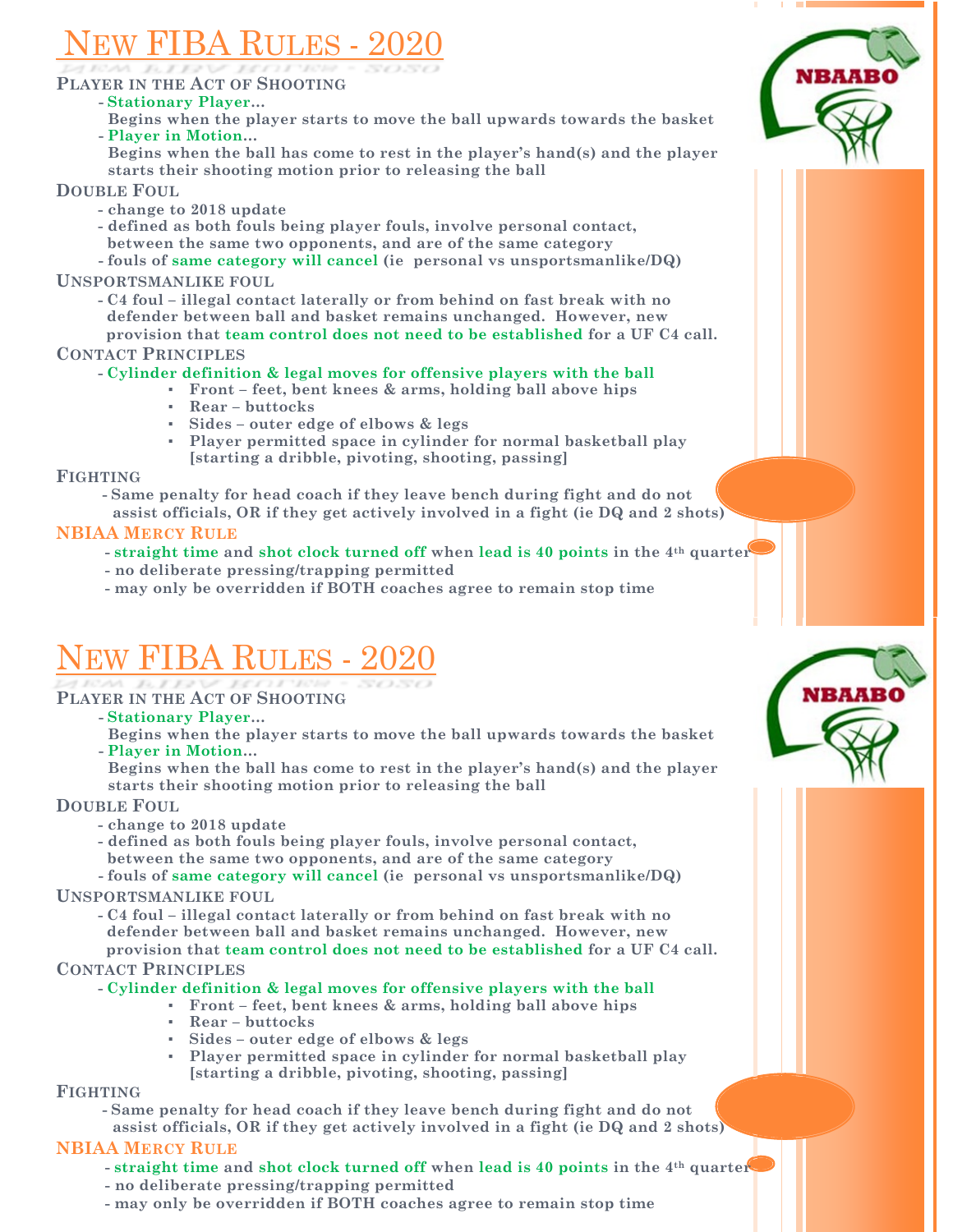# New FIBA Rules - 2020

**Player in the Act of Shooting**

- **Stationary Player…**
  Begins when the player starts to move the ball upwards towards the basket
- **Player in Motion…**
  Begins when the ball has come to rest in the player's hand(s) and the player starts their shooting motion prior to releasing the ball

**Double Foul**

- change to 2018 update
- defined as both fouls being player fouls, involve personal contact, between the same two opponents, and are of the same category
- fouls of same category will cancel (ie personal vs unsportsmanlike/DQ)

**Unsportsmanlike Foul**

- C4 foul – illegal contact laterally or from behind on fast break with no defender between ball and basket remains unchanged. However, new provision that team control does not need to be established for a UF C4 call.

**Contact Principles**

- Cylinder definition & legal moves for offensive players with the ball
  - Front – feet, bent knees & arms, holding ball above hips
  - Rear – buttocks
  - Sides – outer edge of elbows & legs
  - Player permitted space in cylinder for normal basketball play [starting a dribble, pivoting, shooting, passing]

**Fighting**

- Same penalty for head coach if they leave bench during fight and do not assist officials, OR if they get actively involved in a fight (ie DQ and 2 shots)

**NBIAA Mercy Rule**

- straight time and shot clock turned off when lead is 40 points in the 4th quarter
- no deliberate pressing/trapping permitted
- may only be overridden if BOTH coaches agree to remain stop time

# New FIBA Rules - 2020

**Player in the Act of Shooting**

- **Stationary Player…**
  Begins when the player starts to move the ball upwards towards the basket
- **Player in Motion…**
  Begins when the ball has come to rest in the player's hand(s) and the player starts their shooting motion prior to releasing the ball

**Double Foul**

- change to 2018 update
- defined as both fouls being player fouls, involve personal contact, between the same two opponents, and are of the same category
- fouls of same category will cancel (ie personal vs unsportsmanlike/DQ)

**Unsportsmanlike Foul**

- C4 foul – illegal contact laterally or from behind on fast break with no defender between ball and basket remains unchanged. However, new provision that team control does not need to be established for a UF C4 call.

**Contact Principles**

- Cylinder definition & legal moves for offensive players with the ball
  - Front – feet, bent knees & arms, holding ball above hips
  - Rear – buttocks
  - Sides – outer edge of elbows & legs
  - Player permitted space in cylinder for normal basketball play [starting a dribble, pivoting, shooting, passing]

**Fighting**

- Same penalty for head coach if they leave bench during fight and do not assist officials, OR if they get actively involved in a fight (ie DQ and 2 shots)

**NBIAA Mercy Rule**

- straight time and shot clock turned off when lead is 40 points in the 4th quarter
- no deliberate pressing/trapping permitted
- may only be overridden if BOTH coaches agree to remain stop time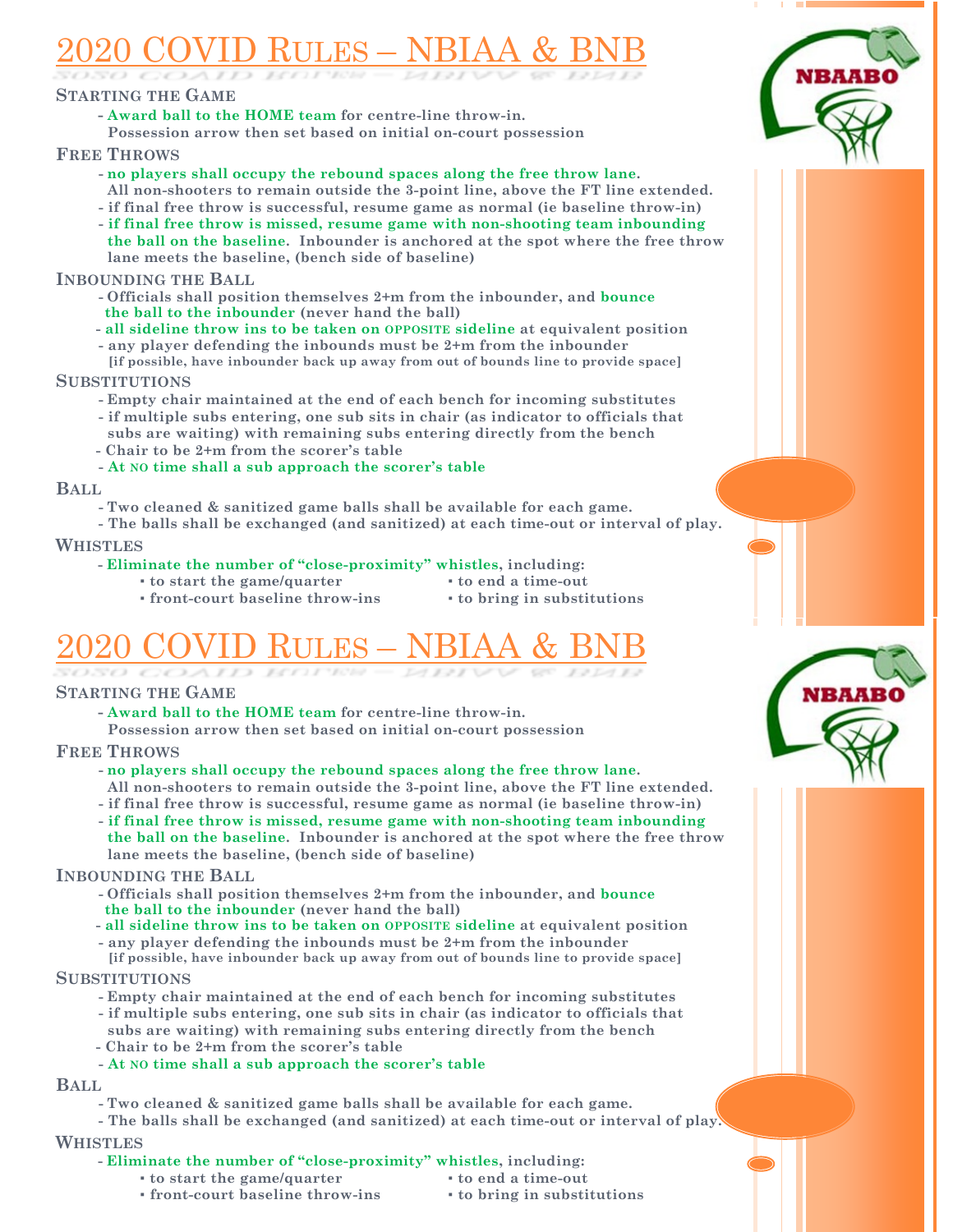# 2020 COVID Rules – NBIAA & BNB

## Starting the Game

- **Award ball to the HOME team** for centre-line throw-in. Possession arrow then set based on initial on-court possession

## Free Throws

- **no players shall occupy the rebound spaces along the free throw lane.** All non-shooters to remain outside the 3-point line, above the FT line extended.
- if final free throw is successful, resume game as normal (ie baseline throw-in)
- **if final free throw is missed, resume game with non-shooting team inbounding the ball on the baseline.** Inbounder is anchored at the spot where the free throw lane meets the baseline, (bench side of baseline)

## Inbounding the Ball

- Officials shall position themselves 2+m from the inbounder, and **bounce the ball to the inbounder** (never hand the ball)
- **all sideline throw ins to be taken on OPPOSITE sideline** at equivalent position
- any player defending the inbounds must be 2+m from the inbounder [if possible, have inbounder back up away from out of bounds line to provide space]

## Substitutions

- Empty chair maintained at the end of each bench for incoming substitutes
- if multiple subs entering, one sub sits in chair (as indicator to officials that subs are waiting) with remaining subs entering directly from the bench
- Chair to be 2+m from the scorer's table
- **At NO time shall a sub approach the scorer's table**

## Ball

- Two cleaned & sanitized game balls shall be available for each game.
- The balls shall be exchanged (and sanitized) at each time-out or interval of play.

## Whistles

- **Eliminate the number of "close-proximity" whistles**, including:
  - to start the game/quarter
  - front-court baseline throw-ins
  - to end a time-out
  - to bring in substitutions

# 2020 COVID Rules – NBIAA & BNB

## Starting the Game

- **Award ball to the HOME team** for centre-line throw-in. Possession arrow then set based on initial on-court possession

## Free Throws

- **no players shall occupy the rebound spaces along the free throw lane.** All non-shooters to remain outside the 3-point line, above the FT line extended.
- if final free throw is successful, resume game as normal (ie baseline throw-in)
- **if final free throw is missed, resume game with non-shooting team inbounding the ball on the baseline.** Inbounder is anchored at the spot where the free throw lane meets the baseline, (bench side of baseline)

## Inbounding the Ball

- Officials shall position themselves 2+m from the inbounder, and **bounce the ball to the inbounder** (never hand the ball)
- **all sideline throw ins to be taken on OPPOSITE sideline** at equivalent position
- any player defending the inbounds must be 2+m from the inbounder [if possible, have inbounder back up away from out of bounds line to provide space]

## Substitutions

- Empty chair maintained at the end of each bench for incoming substitutes
- if multiple subs entering, one sub sits in chair (as indicator to officials that subs are waiting) with remaining subs entering directly from the bench
- Chair to be 2+m from the scorer's table
- **At NO time shall a sub approach the scorer's table**

## Ball

- Two cleaned & sanitized game balls shall be available for each game.
- The balls shall be exchanged (and sanitized) at each time-out or interval of play.

## Whistles

- **Eliminate the number of "close-proximity" whistles**, including:
  - to start the game/quarter
  - front-court baseline throw-ins
  - to end a time-out
  - to bring in substitutions